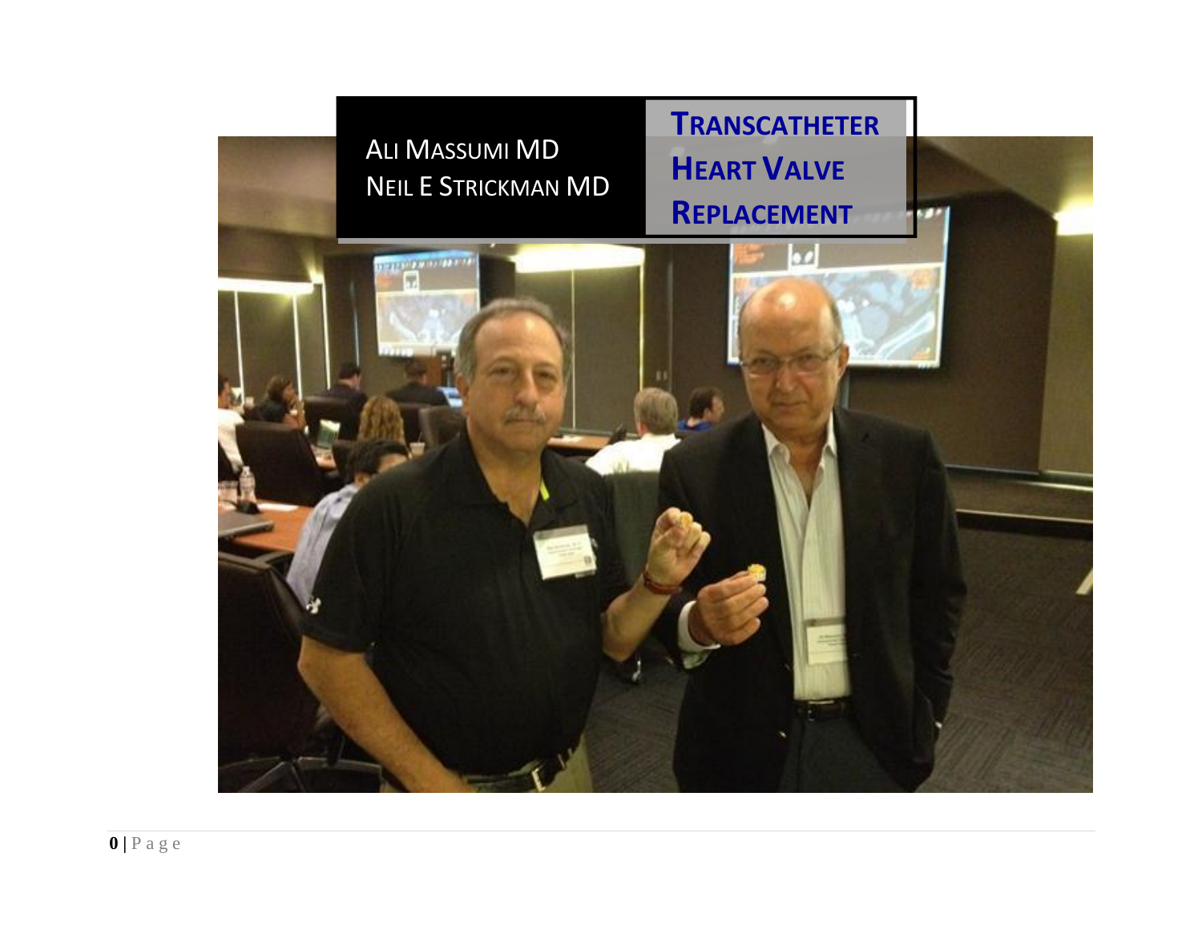# Transcatheter Heart Valve Replacement

Ali Massumi MD
Neil E Strickman MD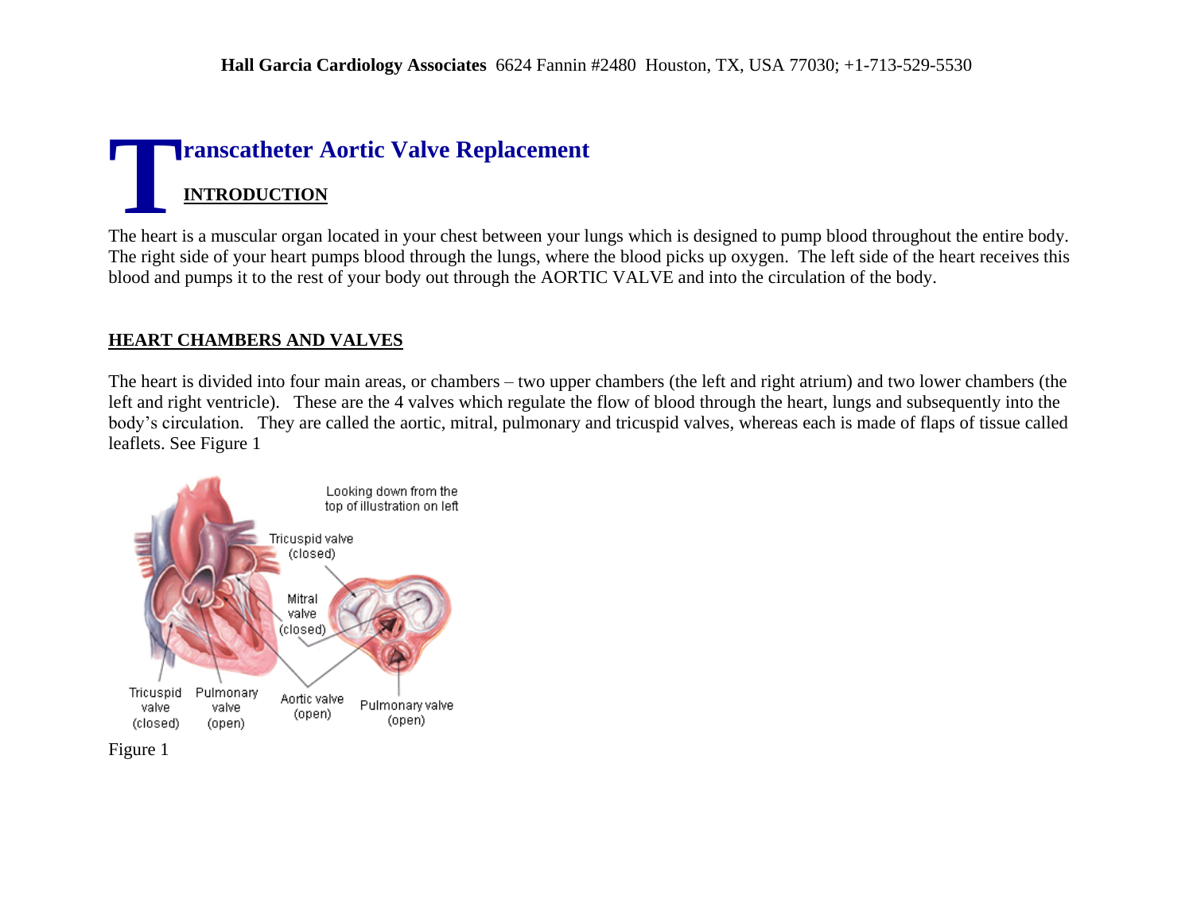**Hall Garcia Cardiology Associates** 6624 Fannin #2480 Houston, TX, USA 77030; +1-713-529-5530

# Transcatheter Aortic Valve Replacement

## INTRODUCTION

The heart is a muscular organ located in your chest between your lungs which is designed to pump blood throughout the entire body. The right side of your heart pumps blood through the lungs, where the blood picks up oxygen. The left side of the heart receives this blood and pumps it to the rest of your body out through the AORTIC VALVE and into the circulation of the body.

## HEART CHAMBERS AND VALVES

The heart is divided into four main areas, or chambers – two upper chambers (the left and right atrium) and two lower chambers (the left and right ventricle). These are the 4 valves which regulate the flow of blood through the heart, lungs and subsequently into the body's circulation. They are called the aortic, mitral, pulmonary and tricuspid valves, whereas each is made of flaps of tissue called leaflets. See Figure 1

Figure 1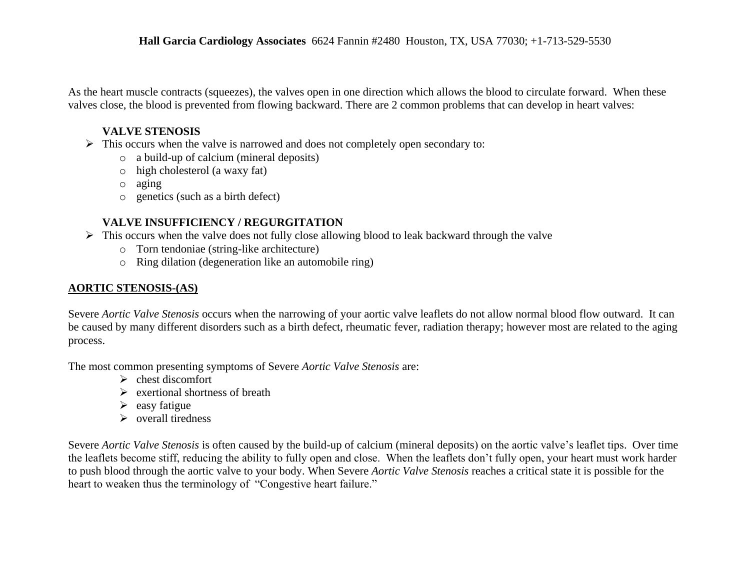As the heart muscle contracts (squeezes), the valves open in one direction which allows the blood to circulate forward. When these valves close, the blood is prevented from flowing backward. There are 2 common problems that can develop in heart valves:

**VALVE STENOSIS**

- This occurs when the valve is narrowed and does not completely open secondary to:
  - a build-up of calcium (mineral deposits)
  - high cholesterol (a waxy fat)
  - aging
  - genetics (such as a birth defect)

**VALVE INSUFFICIENCY / REGURGITATION**

- This occurs when the valve does not fully close allowing blood to leak backward through the valve
  - Torn tendoniae (string-like architecture)
  - Ring dilation (degeneration like an automobile ring)

## AORTIC STENOSIS-(AS)

Severe *Aortic Valve Stenosis* occurs when the narrowing of your aortic valve leaflets do not allow normal blood flow outward. It can be caused by many different disorders such as a birth defect, rheumatic fever, radiation therapy; however most are related to the aging process.

The most common presenting symptoms of Severe *Aortic Valve Stenosis* are:

- chest discomfort
- exertional shortness of breath
- easy fatigue
- overall tiredness

Severe *Aortic Valve Stenosis* is often caused by the build-up of calcium (mineral deposits) on the aortic valve's leaflet tips. Over time the leaflets become stiff, reducing the ability to fully open and close. When the leaflets don't fully open, your heart must work harder to push blood through the aortic valve to your body. When Severe *Aortic Valve Stenosis* reaches a critical state it is possible for the heart to weaken thus the terminology of "Congestive heart failure."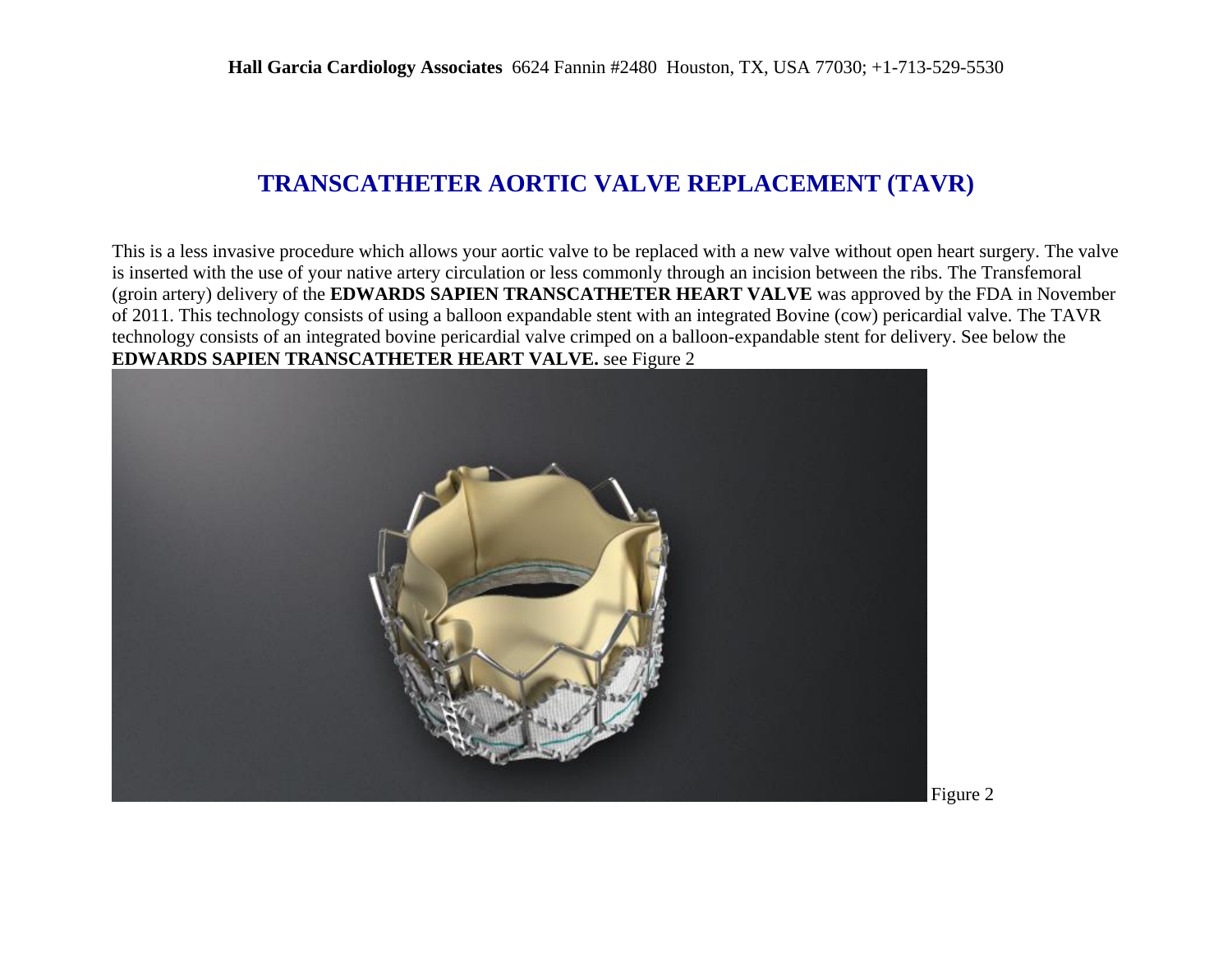**Hall Garcia Cardiology Associates** 6624 Fannin #2480 Houston, TX, USA 77030; +1-713-529-5530

# TRANSCATHETER AORTIC VALVE REPLACEMENT (TAVR)

This is a less invasive procedure which allows your aortic valve to be replaced with a new valve without open heart surgery. The valve is inserted with the use of your native artery circulation or less commonly through an incision between the ribs. The Transfemoral (groin artery) delivery of the **EDWARDS SAPIEN TRANSCATHETER HEART VALVE** was approved by the FDA in November of 2011. This technology consists of using a balloon expandable stent with an integrated Bovine (cow) pericardial valve. The TAVR technology consists of an integrated bovine pericardial valve crimped on a balloon-expandable stent for delivery. See below the **EDWARDS SAPIEN TRANSCATHETER HEART VALVE.** see Figure 2

Figure 2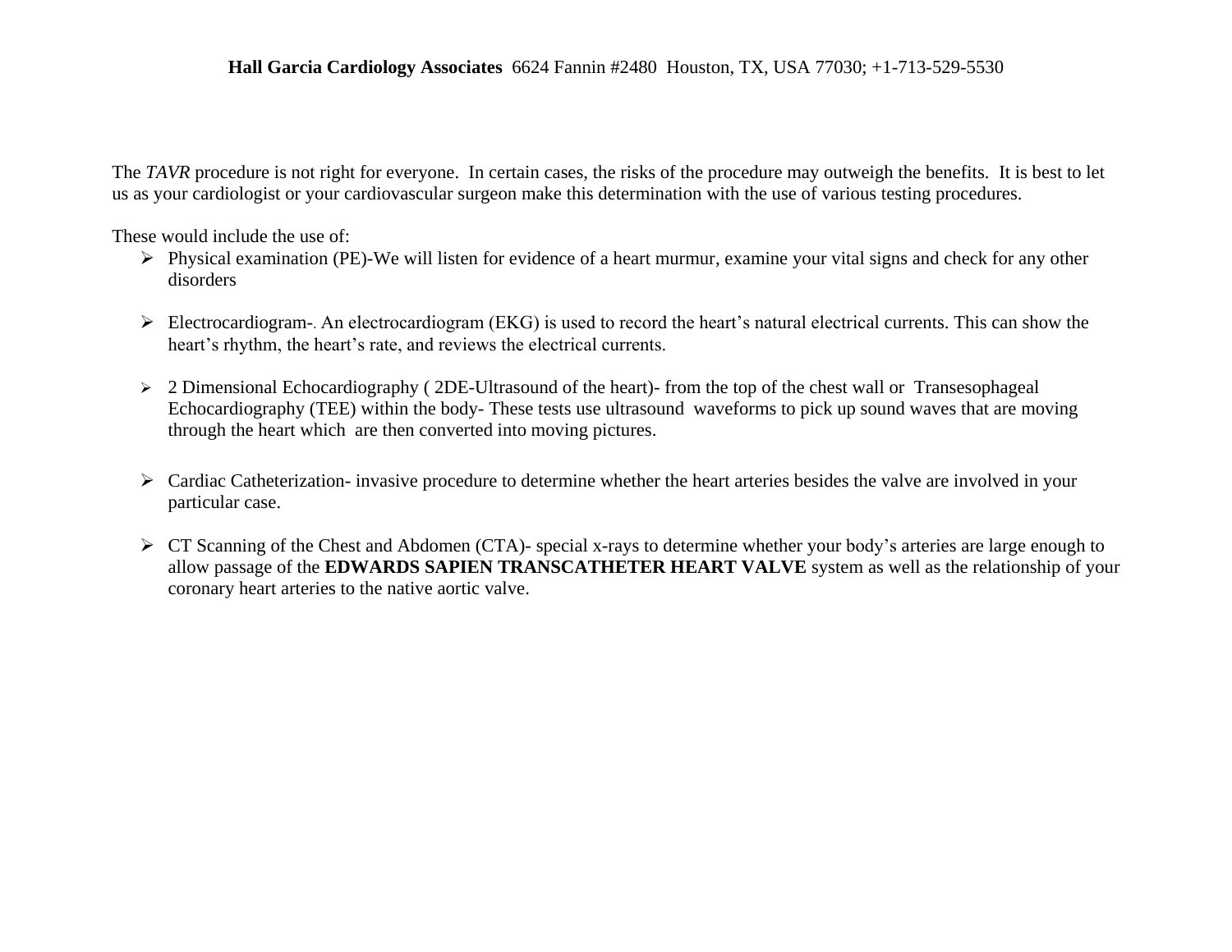**Hall Garcia Cardiology Associates** 6624 Fannin #2480 Houston, TX, USA 77030; +1-713-529-5530

The *TAVR* procedure is not right for everyone. In certain cases, the risks of the procedure may outweigh the benefits. It is best to let us as your cardiologist or your cardiovascular surgeon make this determination with the use of various testing procedures.

These would include the use of:

- Physical examination (PE)-We will listen for evidence of a heart murmur, examine your vital signs and check for any other disorders
- Electrocardiogram-. An electrocardiogram (EKG) is used to record the heart's natural electrical currents. This can show the heart's rhythm, the heart's rate, and reviews the electrical currents.
- 2 Dimensional Echocardiography ( 2DE-Ultrasound of the heart)- from the top of the chest wall or Transesophageal Echocardiography (TEE) within the body- These tests use ultrasound waveforms to pick up sound waves that are moving through the heart which are then converted into moving pictures.
- Cardiac Catheterization- invasive procedure to determine whether the heart arteries besides the valve are involved in your particular case.
- CT Scanning of the Chest and Abdomen (CTA)- special x-rays to determine whether your body's arteries are large enough to allow passage of the **EDWARDS SAPIEN TRANSCATHETER HEART VALVE** system as well as the relationship of your coronary heart arteries to the native aortic valve.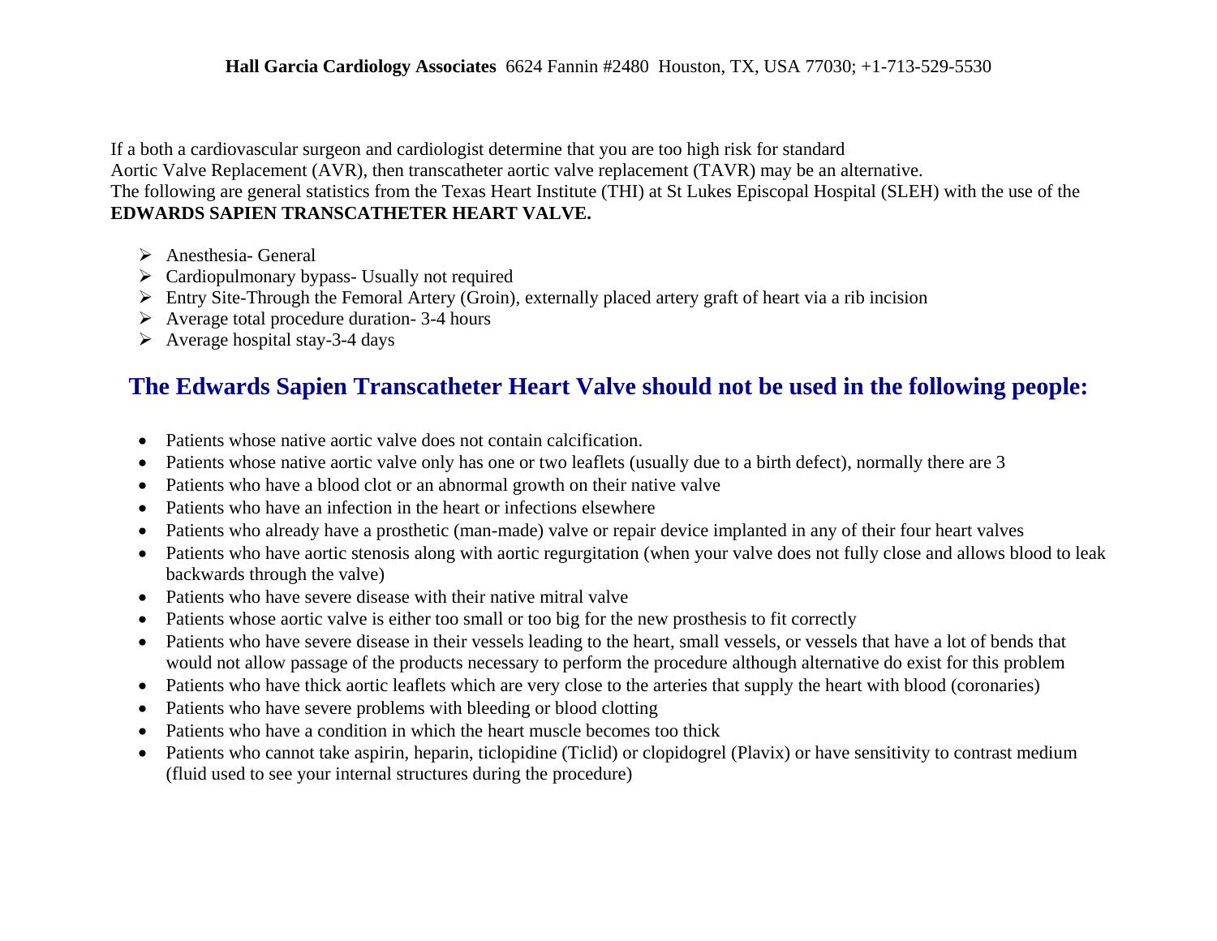**Hall Garcia Cardiology Associates** 6624 Fannin #2480 Houston, TX, USA 77030; +1-713-529-5530

If a both a cardiovascular surgeon and cardiologist determine that you are too high risk for standard Aortic Valve Replacement (AVR), then transcatheter aortic valve replacement (TAVR) may be an alternative. The following are general statistics from the Texas Heart Institute (THI) at St Lukes Episcopal Hospital (SLEH) with the use of the **EDWARDS SAPIEN TRANSCATHETER HEART VALVE.**

- Anesthesia- General
- Cardiopulmonary bypass- Usually not required
- Entry Site-Through the Femoral Artery (Groin), externally placed artery graft of heart via a rib incision
- Average total procedure duration- 3-4 hours
- Average hospital stay-3-4 days

## The Edwards Sapien Transcatheter Heart Valve should not be used in the following people:

- Patients whose native aortic valve does not contain calcification.
- Patients whose native aortic valve only has one or two leaflets (usually due to a birth defect), normally there are 3
- Patients who have a blood clot or an abnormal growth on their native valve
- Patients who have an infection in the heart or infections elsewhere
- Patients who already have a prosthetic (man-made) valve or repair device implanted in any of their four heart valves
- Patients who have aortic stenosis along with aortic regurgitation (when your valve does not fully close and allows blood to leak backwards through the valve)
- Patients who have severe disease with their native mitral valve
- Patients whose aortic valve is either too small or too big for the new prosthesis to fit correctly
- Patients who have severe disease in their vessels leading to the heart, small vessels, or vessels that have a lot of bends that would not allow passage of the products necessary to perform the procedure although alternative do exist for this problem
- Patients who have thick aortic leaflets which are very close to the arteries that supply the heart with blood (coronaries)
- Patients who have severe problems with bleeding or blood clotting
- Patients who have a condition in which the heart muscle becomes too thick
- Patients who cannot take aspirin, heparin, ticlopidine (Ticlid) or clopidogrel (Plavix) or have sensitivity to contrast medium (fluid used to see your internal structures during the procedure)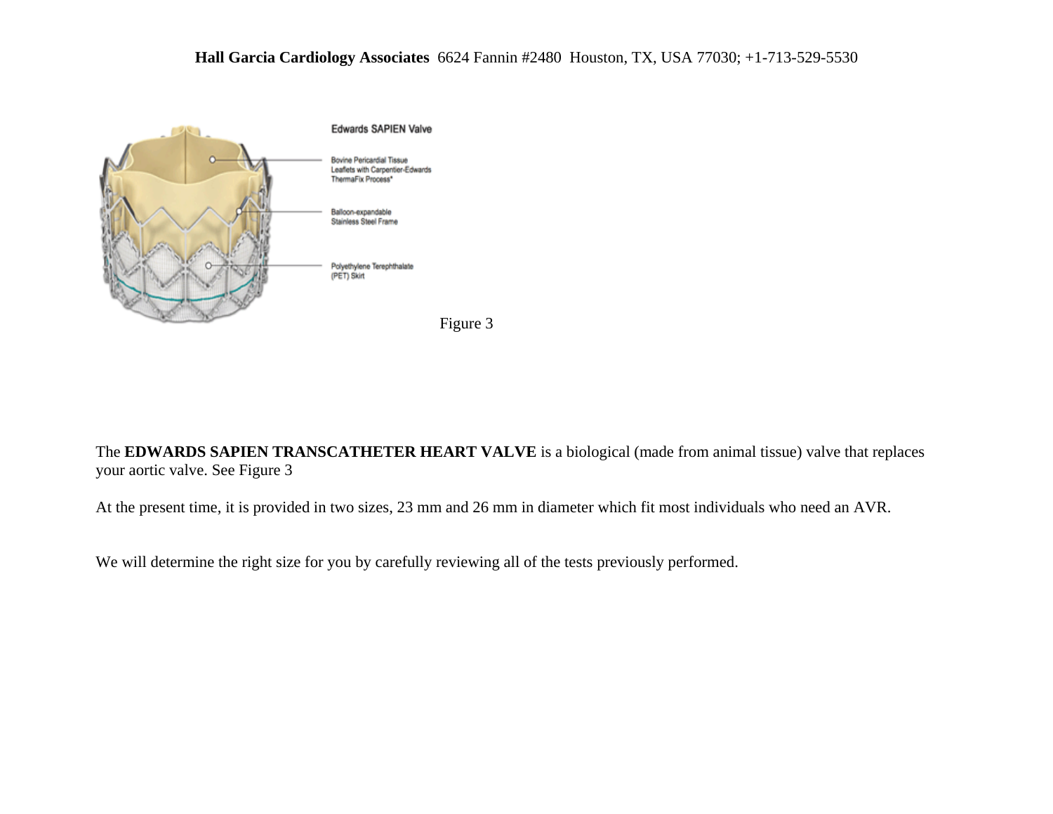Figure 3

The **EDWARDS SAPIEN TRANSCATHETER HEART VALVE** is a biological (made from animal tissue) valve that replaces your aortic valve. See Figure 3

At the present time, it is provided in two sizes, 23 mm and 26 mm in diameter which fit most individuals who need an AVR.

We will determine the right size for you by carefully reviewing all of the tests previously performed.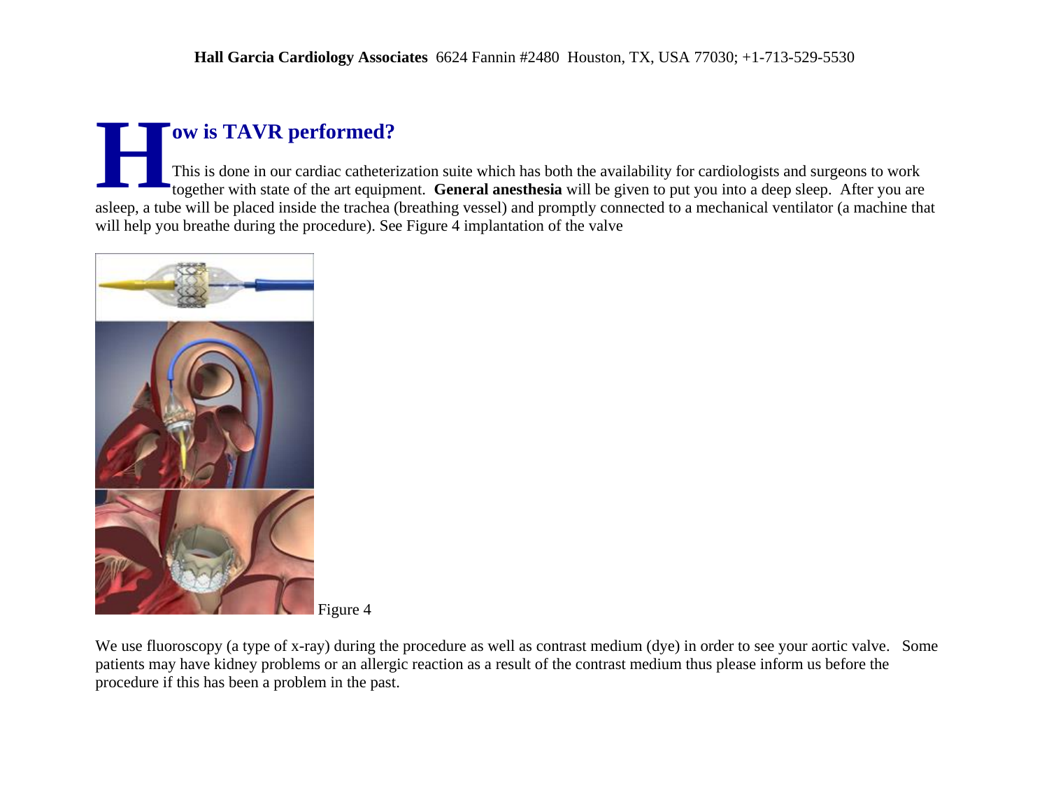# How is TAVR performed?

This is done in our cardiac catheterization suite which has both the availability for cardiologists and surgeons to work together with state of the art equipment. **General anesthesia** will be given to put you into a deep sleep. After you are asleep, a tube will be placed inside the trachea (breathing vessel) and promptly connected to a mechanical ventilator (a machine that will help you breathe during the procedure). See Figure 4 implantation of the valve

Figure 4

We use fluoroscopy (a type of x-ray) during the procedure as well as contrast medium (dye) in order to see your aortic valve. Some patients may have kidney problems or an allergic reaction as a result of the contrast medium thus please inform us before the procedure if this has been a problem in the past.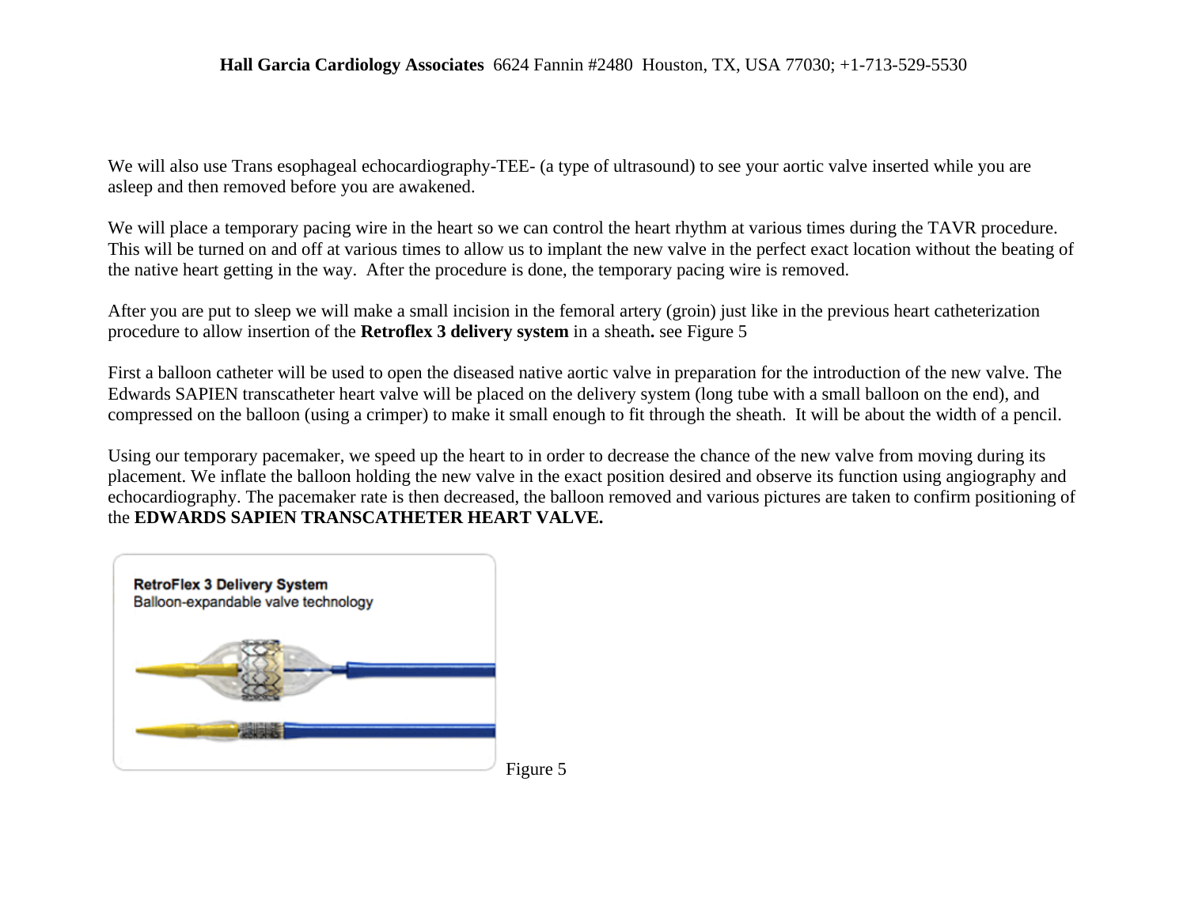We will also use Trans esophageal echocardiography-TEE- (a type of ultrasound) to see your aortic valve inserted while you are asleep and then removed before you are awakened.

We will place a temporary pacing wire in the heart so we can control the heart rhythm at various times during the TAVR procedure. This will be turned on and off at various times to allow us to implant the new valve in the perfect exact location without the beating of the native heart getting in the way. After the procedure is done, the temporary pacing wire is removed.

After you are put to sleep we will make a small incision in the femoral artery (groin) just like in the previous heart catheterization procedure to allow insertion of the **Retroflex 3 delivery system** in a sheath**.** see Figure 5

First a balloon catheter will be used to open the diseased native aortic valve in preparation for the introduction of the new valve. The Edwards SAPIEN transcatheter heart valve will be placed on the delivery system (long tube with a small balloon on the end), and compressed on the balloon (using a crimper) to make it small enough to fit through the sheath. It will be about the width of a pencil.

Using our temporary pacemaker, we speed up the heart to in order to decrease the chance of the new valve from moving during its placement. We inflate the balloon holding the new valve in the exact position desired and observe its function using angiography and echocardiography. The pacemaker rate is then decreased, the balloon removed and various pictures are taken to confirm positioning of the **EDWARDS SAPIEN TRANSCATHETER HEART VALVE.**

Figure 5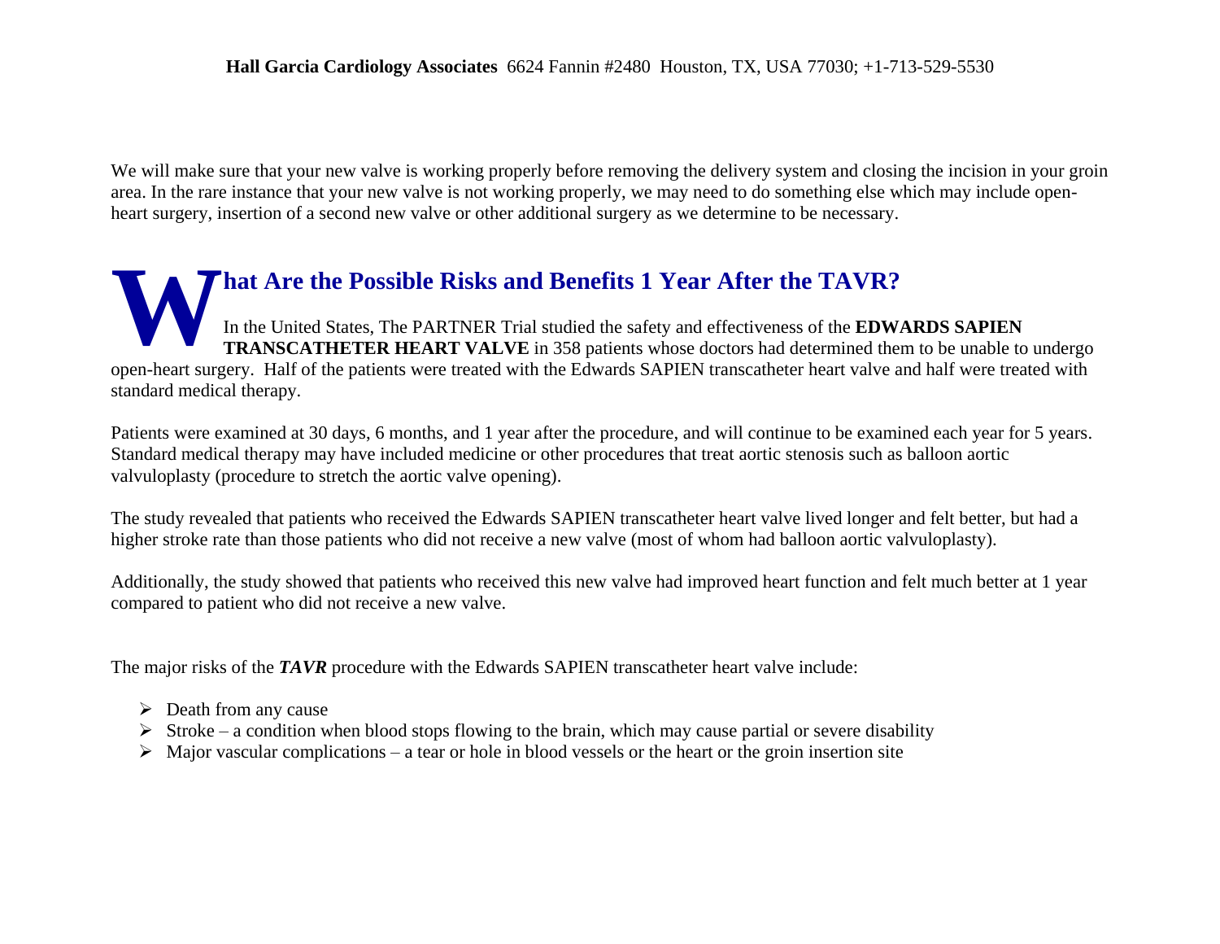We will make sure that your new valve is working properly before removing the delivery system and closing the incision in your groin area. In the rare instance that your new valve is not working properly, we may need to do something else which may include open-heart surgery, insertion of a second new valve or other additional surgery as we determine to be necessary.

## What Are the Possible Risks and Benefits 1 Year After the TAVR?

In the United States, The PARTNER Trial studied the safety and effectiveness of the **EDWARDS SAPIEN TRANSCATHETER HEART VALVE** in 358 patients whose doctors had determined them to be unable to undergo open-heart surgery. Half of the patients were treated with the Edwards SAPIEN transcatheter heart valve and half were treated with standard medical therapy.

Patients were examined at 30 days, 6 months, and 1 year after the procedure, and will continue to be examined each year for 5 years. Standard medical therapy may have included medicine or other procedures that treat aortic stenosis such as balloon aortic valvuloplasty (procedure to stretch the aortic valve opening).

The study revealed that patients who received the Edwards SAPIEN transcatheter heart valve lived longer and felt better, but had a higher stroke rate than those patients who did not receive a new valve (most of whom had balloon aortic valvuloplasty).

Additionally, the study showed that patients who received this new valve had improved heart function and felt much better at 1 year compared to patient who did not receive a new valve.

The major risks of the ***TAVR*** procedure with the Edwards SAPIEN transcatheter heart valve include:

- Death from any cause
- Stroke – a condition when blood stops flowing to the brain, which may cause partial or severe disability
- Major vascular complications – a tear or hole in blood vessels or the heart or the groin insertion site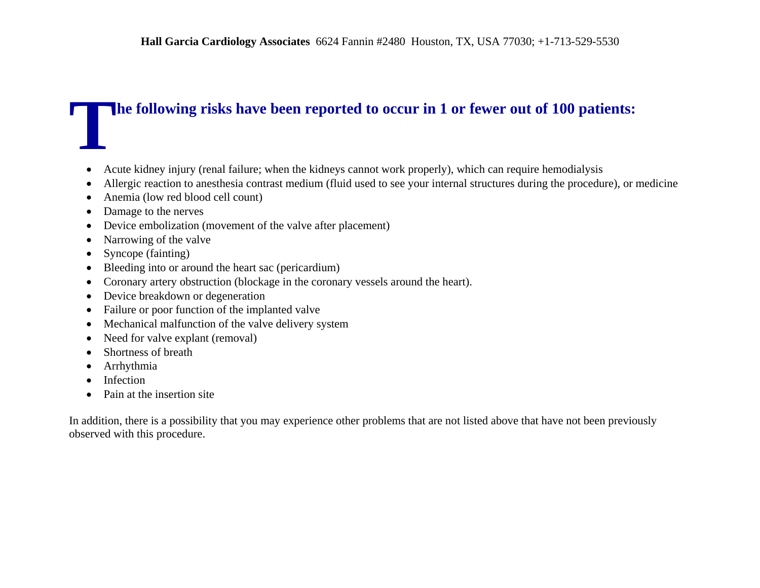## The following risks have been reported to occur in 1 or fewer out of 100 patients:

- Acute kidney injury (renal failure; when the kidneys cannot work properly), which can require hemodialysis
- Allergic reaction to anesthesia contrast medium (fluid used to see your internal structures during the procedure), or medicine
- Anemia (low red blood cell count)
- Damage to the nerves
- Device embolization (movement of the valve after placement)
- Narrowing of the valve
- Syncope (fainting)
- Bleeding into or around the heart sac (pericardium)
- Coronary artery obstruction (blockage in the coronary vessels around the heart).
- Device breakdown or degeneration
- Failure or poor function of the implanted valve
- Mechanical malfunction of the valve delivery system
- Need for valve explant (removal)
- Shortness of breath
- Arrhythmia
- Infection
- Pain at the insertion site

In addition, there is a possibility that you may experience other problems that are not listed above that have not been previously observed with this procedure.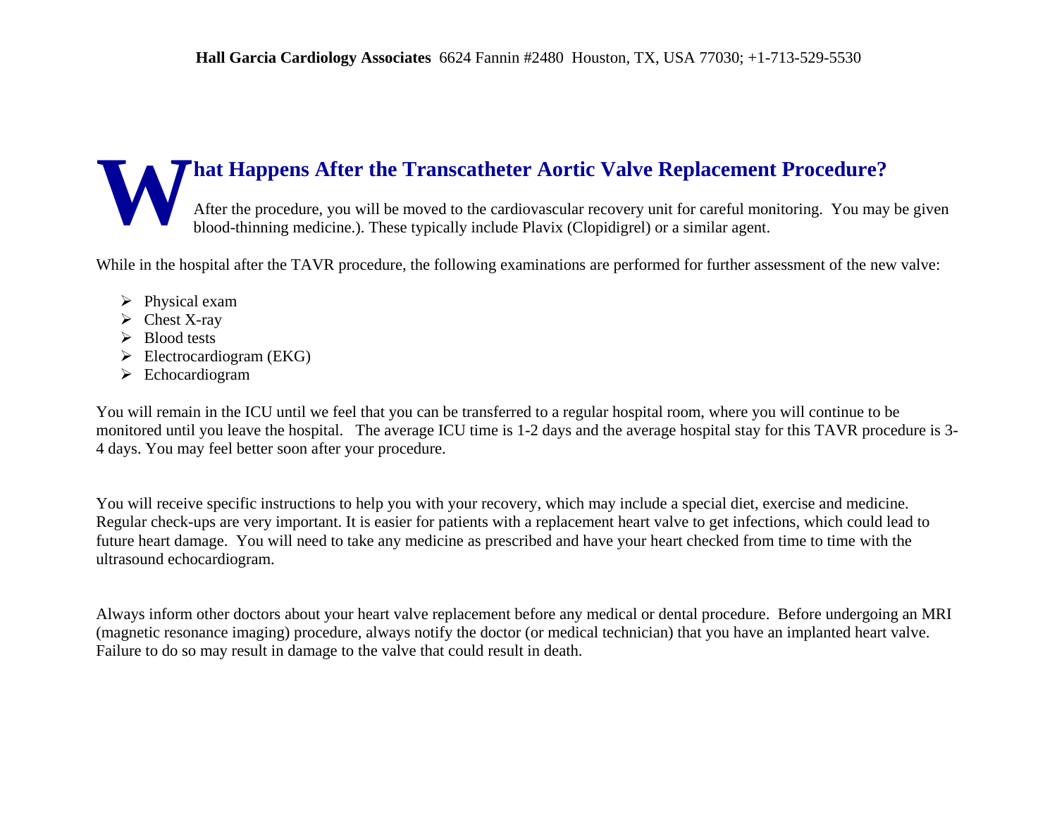**Hall Garcia Cardiology Associates** 6624 Fannin #2480 Houston, TX, USA 77030; +1-713-529-5530

## What Happens After the Transcatheter Aortic Valve Replacement Procedure?

After the procedure, you will be moved to the cardiovascular recovery unit for careful monitoring. You may be given blood-thinning medicine.). These typically include Plavix (Clopidigrel) or a similar agent.

While in the hospital after the TAVR procedure, the following examinations are performed for further assessment of the new valve:

- Physical exam
- Chest X-ray
- Blood tests
- Electrocardiogram (EKG)
- Echocardiogram

You will remain in the ICU until we feel that you can be transferred to a regular hospital room, where you will continue to be monitored until you leave the hospital. The average ICU time is 1-2 days and the average hospital stay for this TAVR procedure is 3-4 days. You may feel better soon after your procedure.

You will receive specific instructions to help you with your recovery, which may include a special diet, exercise and medicine. Regular check-ups are very important. It is easier for patients with a replacement heart valve to get infections, which could lead to future heart damage. You will need to take any medicine as prescribed and have your heart checked from time to time with the ultrasound echocardiogram.

Always inform other doctors about your heart valve replacement before any medical or dental procedure. Before undergoing an MRI (magnetic resonance imaging) procedure, always notify the doctor (or medical technician) that you have an implanted heart valve. Failure to do so may result in damage to the valve that could result in death.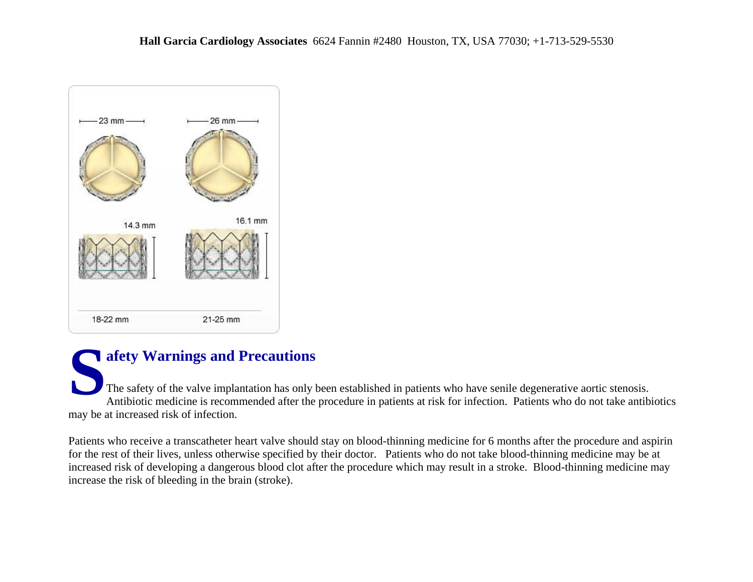## Safety Warnings and Precautions

The safety of the valve implantation has only been established in patients who have senile degenerative aortic stenosis. Antibiotic medicine is recommended after the procedure in patients at risk for infection. Patients who do not take antibiotics may be at increased risk of infection.

Patients who receive a transcatheter heart valve should stay on blood-thinning medicine for 6 months after the procedure and aspirin for the rest of their lives, unless otherwise specified by their doctor. Patients who do not take blood-thinning medicine may be at increased risk of developing a dangerous blood clot after the procedure which may result in a stroke. Blood-thinning medicine may increase the risk of bleeding in the brain (stroke).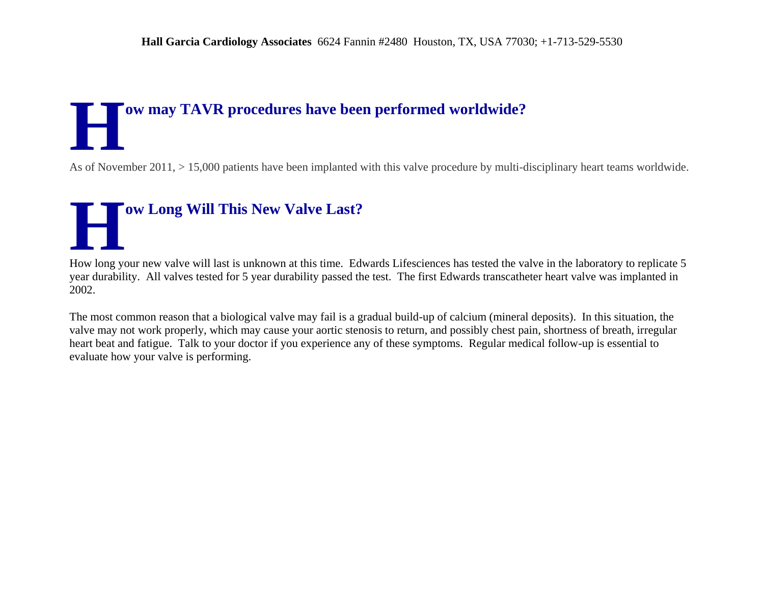## How may TAVR procedures have been performed worldwide?

As of November 2011, > 15,000 patients have been implanted with this valve procedure by multi-disciplinary heart teams worldwide.

## How Long Will This New Valve Last?

How long your new valve will last is unknown at this time. Edwards Lifesciences has tested the valve in the laboratory to replicate 5 year durability. All valves tested for 5 year durability passed the test. The first Edwards transcatheter heart valve was implanted in 2002.

The most common reason that a biological valve may fail is a gradual build-up of calcium (mineral deposits). In this situation, the valve may not work properly, which may cause your aortic stenosis to return, and possibly chest pain, shortness of breath, irregular heart beat and fatigue. Talk to your doctor if you experience any of these symptoms. Regular medical follow-up is essential to evaluate how your valve is performing.